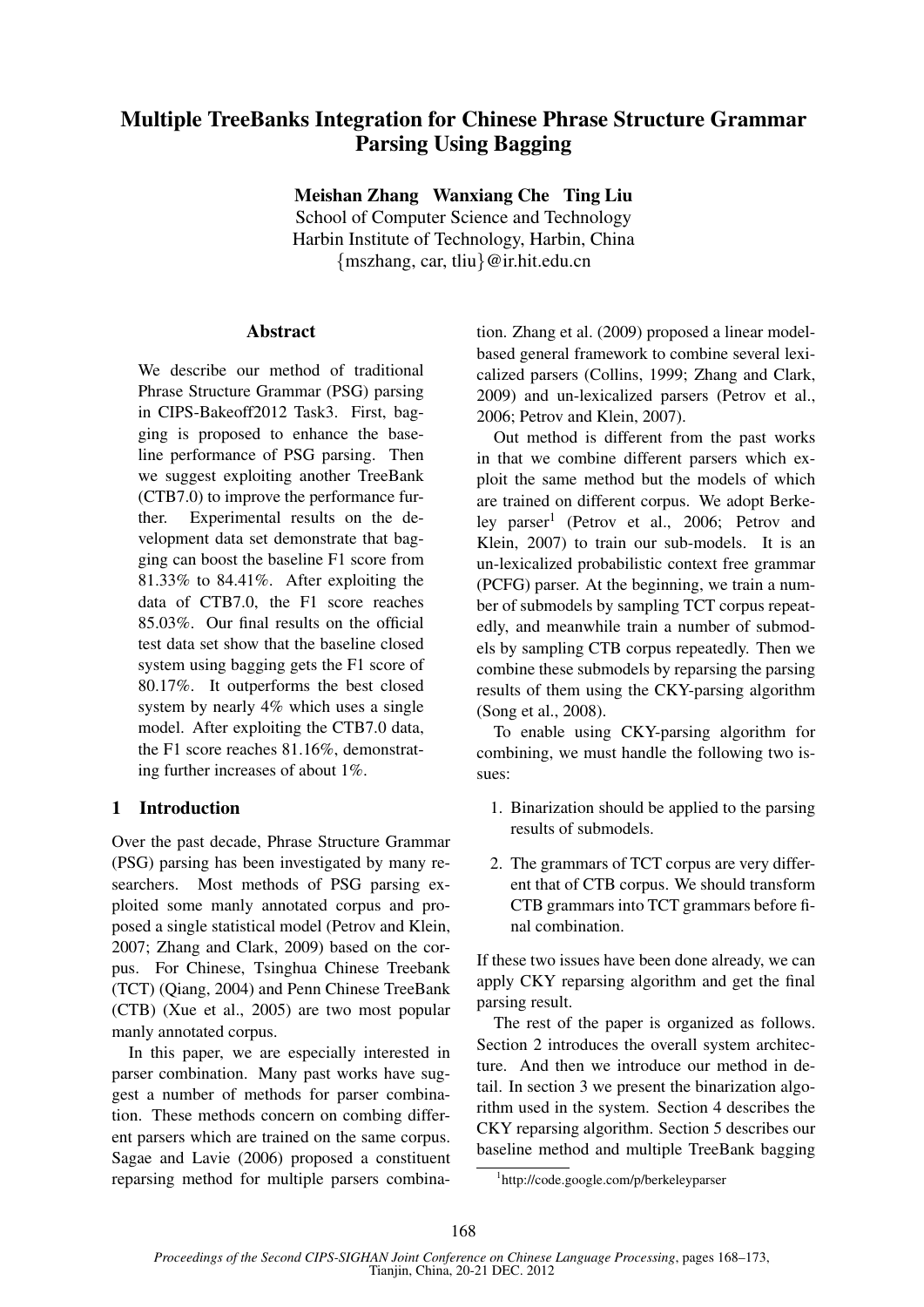# Multiple TreeBanks Integration for Chinese Phrase Structure Grammar Parsing Using Bagging

**Meishan Zhang Wanxiang Che Ting Liu**
School of Computer Science and Technology
Harbin Institute of Technology, Harbin, China
{mszhang, car, tliu}@ir.hit.edu.cn

## Abstract

We describe our method of traditional Phrase Structure Grammar (PSG) parsing in CIPS-Bakeoff2012 Task3. First, bagging is proposed to enhance the baseline performance of PSG parsing. Then we suggest exploiting another TreeBank (CTB7.0) to improve the performance further. Experimental results on the development data set demonstrate that bagging can boost the baseline F1 score from 81.33% to 84.41%. After exploiting the data of CTB7.0, the F1 score reaches 85.03%. Our final results on the official test data set show that the baseline closed system using bagging gets the F1 score of 80.17%. It outperforms the best closed system by nearly 4% which uses a single model. After exploiting the CTB7.0 data, the F1 score reaches 81.16%, demonstrating further increases of about 1%.

## 1 Introduction

Over the past decade, Phrase Structure Grammar (PSG) parsing has been investigated by many researchers. Most methods of PSG parsing exploited some manly annotated corpus and proposed a single statistical model (Petrov and Klein, 2007; Zhang and Clark, 2009) based on the corpus. For Chinese, Tsinghua Chinese Treebank (TCT) (Qiang, 2004) and Penn Chinese TreeBank (CTB) (Xue et al., 2005) are two most popular manly annotated corpus.

In this paper, we are especially interested in parser combination. Many past works have suggest a number of methods for parser combination. These methods concern on combing different parsers which are trained on the same corpus. Sagae and Lavie (2006) proposed a constituent reparsing method for multiple parsers combination. Zhang et al. (2009) proposed a linear model-based general framework to combine several lexicalized parsers (Collins, 1999; Zhang and Clark, 2009) and un-lexicalized parsers (Petrov et al., 2006; Petrov and Klein, 2007).

Out method is different from the past works in that we combine different parsers which exploit the same method but the models of which are trained on different corpus. We adopt Berkeley parser[1] (Petrov et al., 2006; Petrov and Klein, 2007) to train our sub-models. It is an un-lexicalized probabilistic context free grammar (PCFG) parser. At the beginning, we train a number of submodels by sampling TCT corpus repeatedly, and meanwhile train a number of submodels by sampling CTB corpus repeatedly. Then we combine these submodels by reparsing the parsing results of them using the CKY-parsing algorithm (Song et al., 2008).

To enable using CKY-parsing algorithm for combining, we must handle the following two issues:

1. Binarization should be applied to the parsing results of submodels.
2. The grammars of TCT corpus are very different that of CTB corpus. We should transform CTB grammars into TCT grammars before final combination.

If these two issues have been done already, we can apply CKY reparsing algorithm and get the final parsing result.

The rest of the paper is organized as follows. Section 2 introduces the overall system architecture. And then we introduce our method in detail. In section 3 we present the binarization algorithm used in the system. Section 4 describes the CKY reparsing algorithm. Section 5 describes our baseline method and multiple TreeBank bagging

[1] http://code.google.com/p/berkeleyparser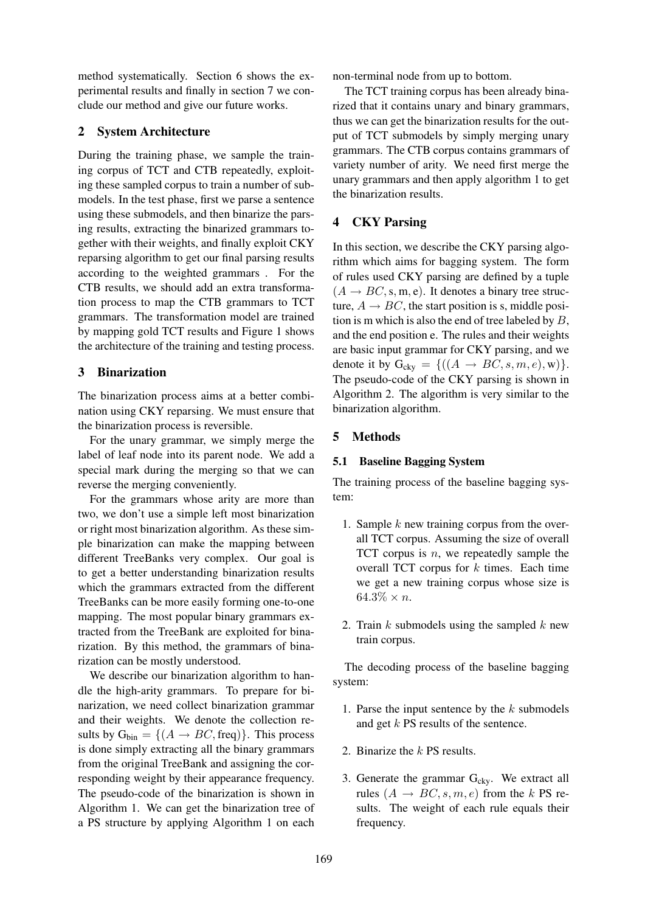method systematically. Section 6 shows the experimental results and finally in section 7 we conclude our method and give our future works.

## 2 System Architecture

During the training phase, we sample the training corpus of TCT and CTB repeatedly, exploiting these sampled corpus to train a number of submodels. In the test phase, first we parse a sentence using these submodels, and then binarize the parsing results, extracting the binarized grammars together with their weights, and finally exploit CKY reparsing algorithm to get our final parsing results according to the weighted grammars . For the CTB results, we should add an extra transformation process to map the CTB grammars to TCT grammars. The transformation model are trained by mapping gold TCT results and Figure 1 shows the architecture of the training and testing process.

## 3 Binarization

The binarization process aims at a better combination using CKY reparsing. We must ensure that the binarization process is reversible.

For the unary grammar, we simply merge the label of leaf node into its parent node. We add a special mark during the merging so that we can reverse the merging conveniently.

For the grammars whose arity are more than two, we don't use a simple left most binarization or right most binarization algorithm. As these simple binarization can make the mapping between different TreeBanks very complex. Our goal is to get a better understanding binarization results which the grammars extracted from the different TreeBanks can be more easily forming one-to-one mapping. The most popular binary grammars extracted from the TreeBank are exploited for binarization. By this method, the grammars of binarization can be mostly understood.

We describe our binarization algorithm to handle the high-arity grammars. To prepare for binarization, we need collect binarization grammar and their weights. We denote the collection results by $\mathrm{G_{bin}} = \{(A \rightarrow BC, \mathrm{freq})\}$. This process is done simply extracting all the binary grammars from the original TreeBank and assigning the corresponding weight by their appearance frequency. The pseudo-code of the binarization is shown in Algorithm 1. We can get the binarization tree of a PS structure by applying Algorithm 1 on each non-terminal node from up to bottom.

The TCT training corpus has been already binarized that it contains unary and binary grammars, thus we can get the binarization results for the output of TCT submodels by simply merging unary grammars. The CTB corpus contains grammars of variety number of arity. We need first merge the unary grammars and then apply algorithm 1 to get the binarization results.

## 4 CKY Parsing

In this section, we describe the CKY parsing algorithm which aims for bagging system. The form of rules used CKY parsing are defined by a tuple $(A \rightarrow BC, \mathrm{s}, \mathrm{m}, \mathrm{e})$. It denotes a binary tree structure, $A \rightarrow BC$, the start position is s, middle position is m which is also the end of tree labeled by $B$, and the end position e. The rules and their weights are basic input grammar for CKY parsing, and we denote it by $\mathrm{G_{cky}} = \{((A \rightarrow BC, s, m, e), \mathrm{w})\}$. The pseudo-code of the CKY parsing is shown in Algorithm 2. The algorithm is very similar to the binarization algorithm.

## 5 Methods

### 5.1 Baseline Bagging System

The training process of the baseline bagging system:

1. Sample $k$ new training corpus from the overall TCT corpus. Assuming the size of overall TCT corpus is $n$, we repeatedly sample the overall TCT corpus for $k$ times. Each time we get a new training corpus whose size is $64.3\% \times n$.

2. Train $k$ submodels using the sampled $k$ new train corpus.

The decoding process of the baseline bagging system:

1. Parse the input sentence by the $k$ submodels and get $k$ PS results of the sentence.

2. Binarize the $k$ PS results.

3. Generate the grammar $\mathrm{G_{cky}}$. We extract all rules $(A \rightarrow BC, s, m, e)$ from the $k$ PS results. The weight of each rule equals their frequency.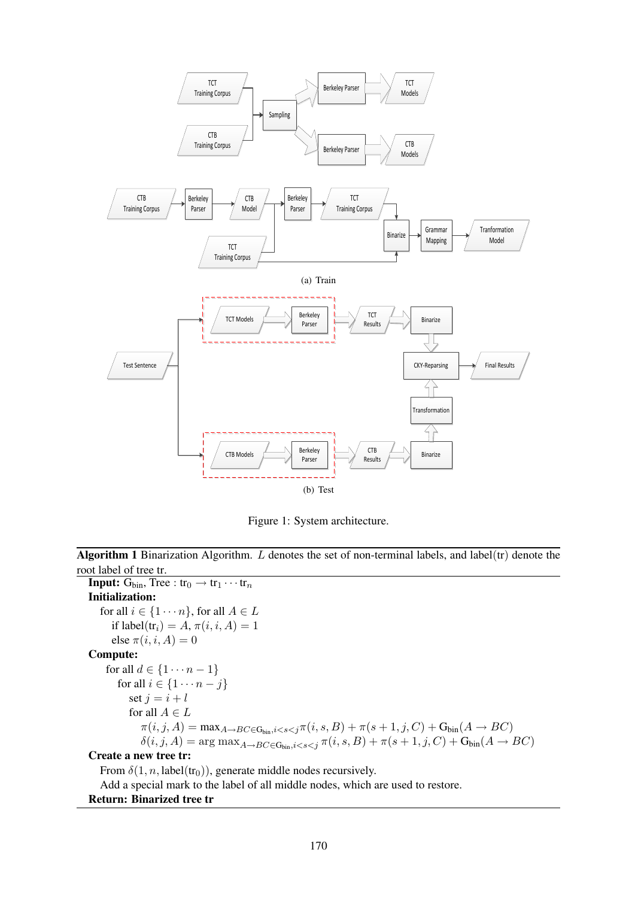(a) Train

(b) Test

Figure 1: System architecture.

---

**Algorithm 1** Binarization Algorithm. $L$ denotes the set of non-terminal labels, and label(tr) denote the root label of tree tr.

---

**Input:** $\text{G}_{\text{bin}}$, Tree : $\text{tr}_0 \rightarrow \text{tr}_1 \cdots \text{tr}_n$

**Initialization:**

for all $i \in \{1 \cdots n\}$, for all $A \in L$

  if $\text{label}(\text{tr}_i) = A$, $\pi(i, i, A) = 1$

  else $\pi(i, i, A) = 0$

**Compute:**

for all $d \in \{1 \cdots n-1\}$

  for all $i \in \{1 \cdots n-j\}$

    set $j = i + l$

    for all $A \in L$

$$\pi(i, j, A) = \max_{A \rightarrow BC \in \text{G}_{\text{bin}}, i<s<j} \pi(i, s, B) + \pi(s+1, j, C) + \text{G}_{\text{bin}}(A \rightarrow BC)$$

$$\delta(i, j, A) = \arg\max_{A \rightarrow BC \in \text{G}_{\text{bin}}, i<s<j} \pi(i, s, B) + \pi(s+1, j, C) + \text{G}_{\text{bin}}(A \rightarrow BC)$$

**Create a new tree tr:**

From $\delta(1, n, \text{label}(\text{tr}_0))$, generate middle nodes recursively.

Add a special mark to the label of all middle nodes, which are used to restore.

**Return: Binarized tree tr**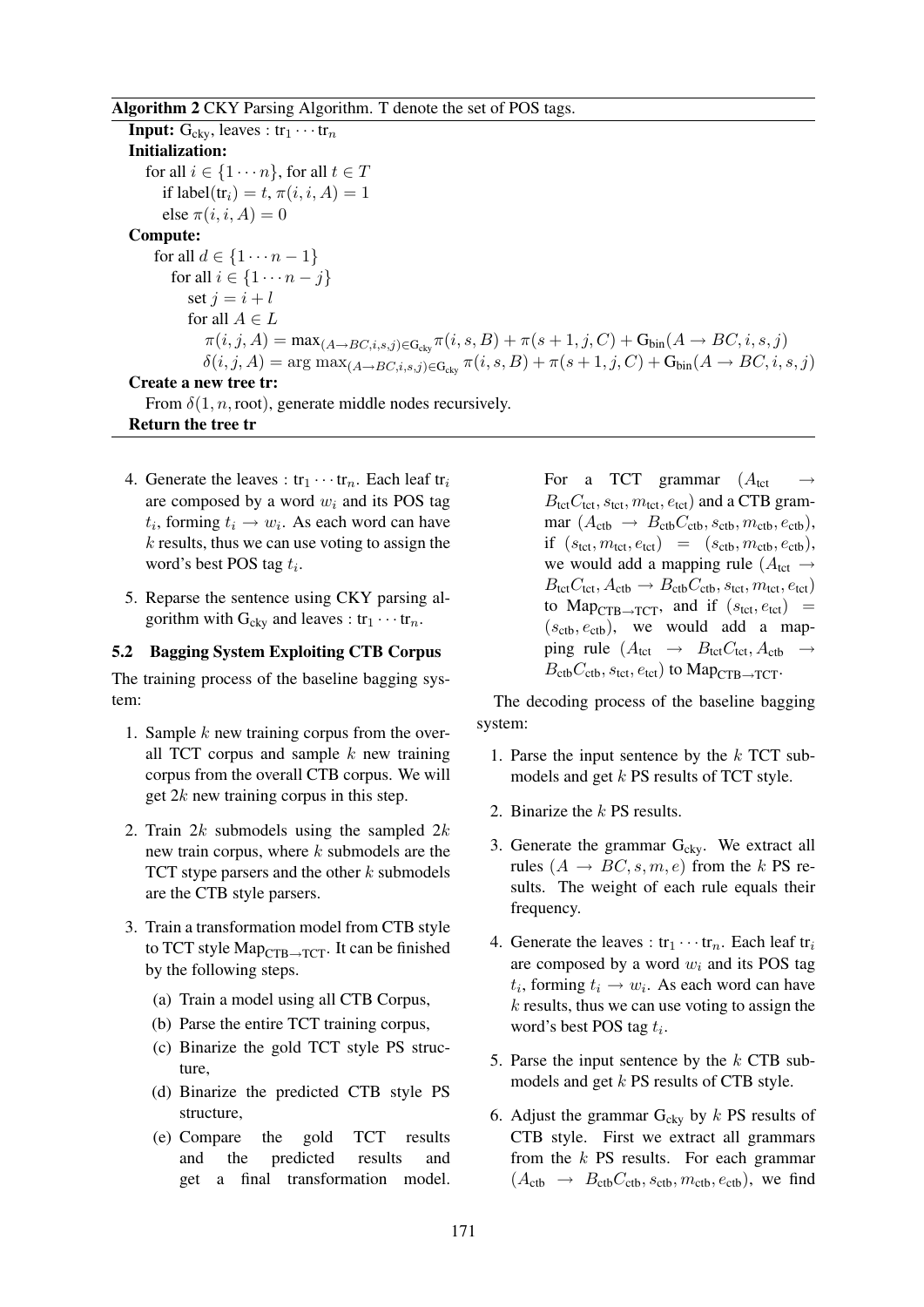**Algorithm 2** CKY Parsing Algorithm. T denote the set of POS tags.

**Input:** $G_{cky}$, leaves : $tr_1 \cdots tr_n$

**Initialization:**

for all $i \in \{1 \cdots n\}$, for all $t \in T$

if label($tr_i$) $= t$, $\pi(i, i, A) = 1$

else $\pi(i, i, A) = 0$

**Compute:**

for all $d \in \{1 \cdots n-1\}$

for all $i \in \{1 \cdots n-j\}$

set $j = i + l$

for all $A \in L$

$\pi(i, j, A) = \max_{(A \to BC, i, s, j) \in G_{cky}} \pi(i, s, B) + \pi(s+1, j, C) + G_{bin}(A \to BC, i, s, j)$

$\delta(i, j, A) = \arg\max_{(A \to BC, i, s, j) \in G_{cky}} \pi(i, s, B) + \pi(s+1, j, C) + G_{bin}(A \to BC, i, s, j)$

**Create a new tree tr:**

From $\delta(1, n, \text{root})$, generate middle nodes recursively.

**Return the tree tr**

4. Generate the leaves : $tr_1 \cdots tr_n$. Each leaf $tr_i$ are composed by a word $w_i$ and its POS tag $t_i$, forming $t_i \to w_i$. As each word can have $k$ results, thus we can use voting to assign the word's best POS tag $t_i$.
5. Reparse the sentence using CKY parsing algorithm with $G_{cky}$ and leaves : $tr_1 \cdots tr_n$.

### 5.2 Bagging System Exploiting CTB Corpus

The training process of the baseline bagging system:

1. Sample $k$ new training corpus from the overall TCT corpus and sample $k$ new training corpus from the overall CTB corpus. We will get $2k$ new training corpus in this step.
2. Train $2k$ submodels using the sampled $2k$ new train corpus, where $k$ submodels are the TCT stype parsers and the other $k$ submodels are the CTB style parsers.
3. Train a transformation model from CTB style to TCT style $Map_{CTB \to TCT}$. It can be finished by the following steps.
   (a) Train a model using all CTB Corpus,
   (b) Parse the entire TCT training corpus,
   (c) Binarize the gold TCT style PS structure,
   (d) Binarize the predicted CTB style PS structure,
   (e) Compare the gold TCT results and the predicted results and get a final transformation model. For a TCT grammar ($A_{tct} \to B_{tct}C_{tct}, s_{tct}, m_{tct}, e_{tct}$) and a CTB grammar ($A_{ctb} \to B_{ctb}C_{ctb}, s_{ctb}, m_{ctb}, e_{ctb}$), if $(s_{tct}, m_{tct}, e_{tct}) = (s_{ctb}, m_{ctb}, e_{ctb})$, we would add a mapping rule ($A_{tct} \to B_{tct}C_{tct}, A_{ctb} \to B_{ctb}C_{ctb}, s_{tct}, m_{tct}, e_{tct}$) to $Map_{CTB \to TCT}$, and if $(s_{tct}, e_{tct}) = (s_{ctb}, e_{ctb})$, we would add a mapping rule ($A_{tct} \to B_{tct}C_{tct}, A_{ctb} \to B_{ctb}C_{ctb}, s_{tct}, e_{tct}$) to $Map_{CTB \to TCT}$.

The decoding process of the baseline bagging system:

1. Parse the input sentence by the $k$ TCT submodels and get $k$ PS results of TCT style.
2. Binarize the $k$ PS results.
3. Generate the grammar $G_{cky}$. We extract all rules ($A \to BC, s, m, e$) from the $k$ PS results. The weight of each rule equals their frequency.
4. Generate the leaves : $tr_1 \cdots tr_n$. Each leaf $tr_i$ are composed by a word $w_i$ and its POS tag $t_i$, forming $t_i \to w_i$. As each word can have $k$ results, thus we can use voting to assign the word's best POS tag $t_i$.
5. Parse the input sentence by the $k$ CTB submodels and get $k$ PS results of CTB style.
6. Adjust the grammar $G_{cky}$ by $k$ PS results of CTB style. First we extract all grammars from the $k$ PS results. For each grammar ($A_{ctb} \to B_{ctb}C_{ctb}, s_{ctb}, m_{ctb}, e_{ctb}$), we find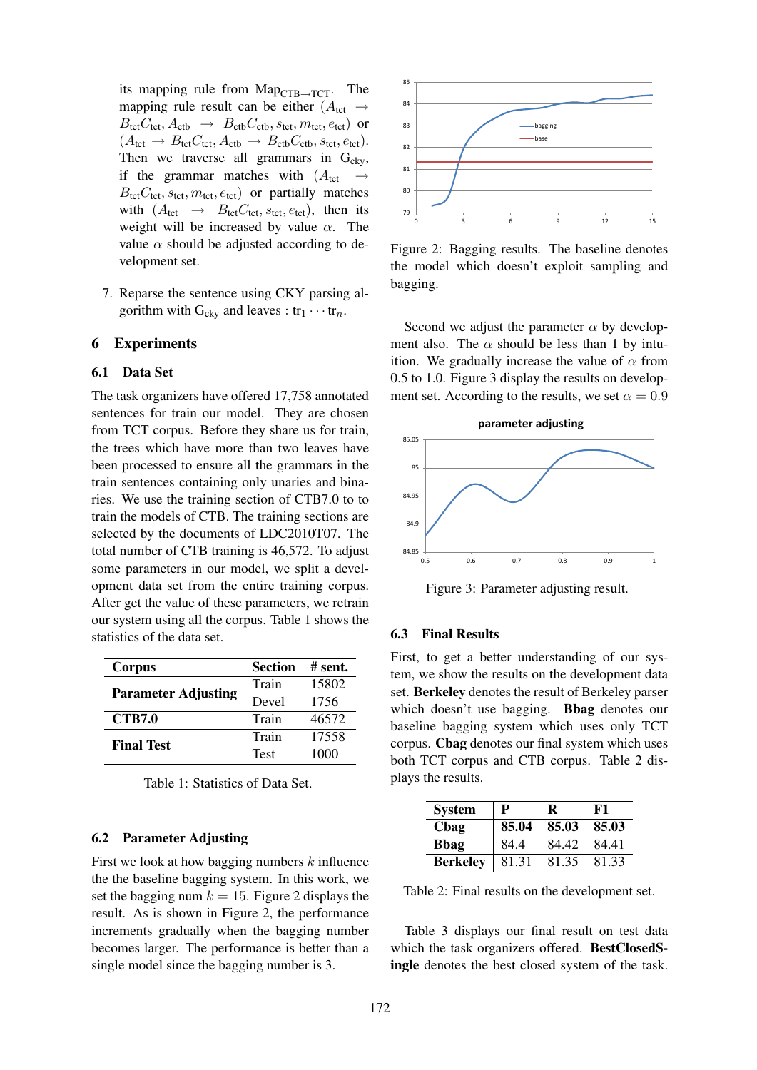its mapping rule from $\text{Map}_{\text{CTB}\rightarrow\text{TCT}}$. The mapping rule result can be either ($A_{\text{tct}} \rightarrow B_{\text{tct}}C_{\text{tct}}, A_{\text{ctb}} \rightarrow B_{\text{ctb}}C_{\text{ctb}}, s_{\text{tct}}, m_{\text{tct}}, e_{\text{tct}}$) or ($A_{\text{tct}} \rightarrow B_{\text{tct}}C_{\text{tct}}, A_{\text{ctb}} \rightarrow B_{\text{ctb}}C_{\text{ctb}}, s_{\text{tct}}, e_{\text{tct}}$). Then we traverse all grammars in $\text{G}_{\text{cky}}$, if the grammar matches with ($A_{\text{tct}} \rightarrow B_{\text{tct}}C_{\text{tct}}, s_{\text{tct}}, m_{\text{tct}}, e_{\text{tct}}$) or partially matches with ($A_{\text{tct}} \rightarrow B_{\text{tct}}C_{\text{tct}}, s_{\text{tct}}, e_{\text{tct}}$), then its weight will be increased by value $\alpha$. The value $\alpha$ should be adjusted according to development set.

7. Reparse the sentence using CKY parsing algorithm with $\text{G}_{\text{cky}}$ and leaves : $\text{tr}_1 \cdots \text{tr}_n$.

## 6 Experiments

### 6.1 Data Set

The task organizers have offered 17,758 annotated sentences for train our model. They are chosen from TCT corpus. Before they share us for train, the trees which have more than two leaves have been processed to ensure all the grammars in the train sentences containing only unaries and binaries. We use the training section of CTB7.0 to to train the models of CTB. The training sections are selected by the documents of LDC2010T07. The total number of CTB training is 46,572. To adjust some parameters in our model, we split a development data set from the entire training corpus. After get the value of these parameters, we retrain our system using all the corpus. Table 1 shows the statistics of the data set.

| Corpus | Section | # sent. |
|---|---|---|
| **Parameter Adjusting** | Train | 15802 |
| | Devel | 1756 |
| **CTB7.0** | Train | 46572 |
| **Final Test** | Train | 17558 |
| | Test | 1000 |

Table 1: Statistics of Data Set.

### 6.2 Parameter Adjusting

First we look at how bagging numbers $k$ influence the the baseline bagging system. In this work, we set the bagging num $k = 15$. Figure 2 displays the result. As is shown in Figure 2, the performance increments gradually when the bagging number becomes larger. The performance is better than a single model since the bagging number is 3.

Figure 2: Bagging results. The baseline denotes the model which doesn't exploit sampling and bagging.

Second we adjust the parameter $\alpha$ by development also. The $\alpha$ should be less than 1 by intuition. We gradually increase the value of $\alpha$ from 0.5 to 1.0. Figure 3 display the results on development set. According to the results, we set $\alpha = 0.9$

Figure 3: Parameter adjusting result.

### 6.3 Final Results

First, to get a better understanding of our system, we show the results on the development data set. **Berkeley** denotes the result of Berkeley parser which doesn't use bagging. **Bbag** denotes our baseline bagging system which uses only TCT corpus. **Cbag** denotes our final system which uses both TCT corpus and CTB corpus. Table 2 displays the results.

| System | P | R | F1 |
|---|---|---|---|
| **Cbag** | **85.04** | **85.03** | **85.03** |
| **Bbag** | 84.4 | 84.42 | 84.41 |
| **Berkeley** | 81.31 | 81.35 | 81.33 |

Table 2: Final results on the development set.

Table 3 displays our final result on test data which the task organizers offered. **BestClosedSingle** denotes the best closed system of the task.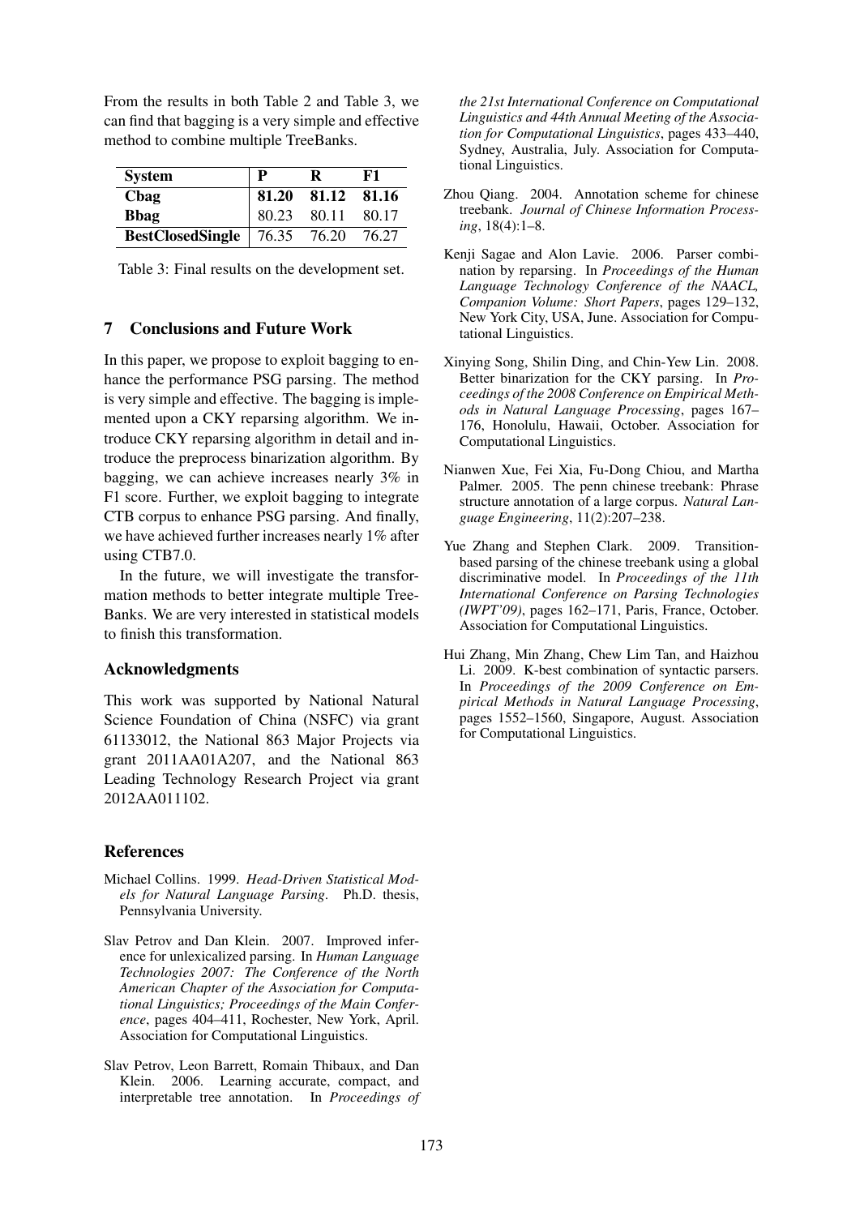From the results in both Table 2 and Table 3, we can find that bagging is a very simple and effective method to combine multiple TreeBanks.

| **System** | **P** | **R** | **F1** |
|---|---|---|---|
| **Cbag** | **81.20** | **81.12** | **81.16** |
| **Bbag** | 80.23 | 80.11 | 80.17 |
| **BestClosedSingle** | 76.35 | 76.20 | 76.27 |

Table 3: Final results on the development set.

## 7 Conclusions and Future Work

In this paper, we propose to exploit bagging to enhance the performance PSG parsing. The method is very simple and effective. The bagging is implemented upon a CKY reparsing algorithm. We introduce CKY reparsing algorithm in detail and introduce the preprocess binarization algorithm. By bagging, we can achieve increases nearly 3% in F1 score. Further, we exploit bagging to integrate CTB corpus to enhance PSG parsing. And finally, we have achieved further increases nearly 1% after using CTB7.0.

In the future, we will investigate the transformation methods to better integrate multiple TreeBanks. We are very interested in statistical models to finish this transformation.

### Acknowledgments

This work was supported by National Natural Science Foundation of China (NSFC) via grant 61133012, the National 863 Major Projects via grant 2011AA01A207, and the National 863 Leading Technology Research Project via grant 2012AA011102.

### References

Michael Collins. 1999. *Head-Driven Statistical Models for Natural Language Parsing*. Ph.D. thesis, Pennsylvania University.

Slav Petrov and Dan Klein. 2007. Improved inference for unlexicalized parsing. In *Human Language Technologies 2007: The Conference of the North American Chapter of the Association for Computational Linguistics; Proceedings of the Main Conference*, pages 404–411, Rochester, New York, April. Association for Computational Linguistics.

Slav Petrov, Leon Barrett, Romain Thibaux, and Dan Klein. 2006. Learning accurate, compact, and interpretable tree annotation. In *Proceedings of the 21st International Conference on Computational Linguistics and 44th Annual Meeting of the Association for Computational Linguistics*, pages 433–440, Sydney, Australia, July. Association for Computational Linguistics.

Zhou Qiang. 2004. Annotation scheme for chinese treebank. *Journal of Chinese Information Processing*, 18(4):1–8.

Kenji Sagae and Alon Lavie. 2006. Parser combination by reparsing. In *Proceedings of the Human Language Technology Conference of the NAACL, Companion Volume: Short Papers*, pages 129–132, New York City, USA, June. Association for Computational Linguistics.

Xinying Song, Shilin Ding, and Chin-Yew Lin. 2008. Better binarization for the CKY parsing. In *Proceedings of the 2008 Conference on Empirical Methods in Natural Language Processing*, pages 167–176, Honolulu, Hawaii, October. Association for Computational Linguistics.

Nianwen Xue, Fei Xia, Fu-Dong Chiou, and Martha Palmer. 2005. The penn chinese treebank: Phrase structure annotation of a large corpus. *Natural Language Engineering*, 11(2):207–238.

Yue Zhang and Stephen Clark. 2009. Transition-based parsing of the chinese treebank using a global discriminative model. In *Proceedings of the 11th International Conference on Parsing Technologies (IWPT'09)*, pages 162–171, Paris, France, October. Association for Computational Linguistics.

Hui Zhang, Min Zhang, Chew Lim Tan, and Haizhou Li. 2009. K-best combination of syntactic parsers. In *Proceedings of the 2009 Conference on Empirical Methods in Natural Language Processing*, pages 1552–1560, Singapore, August. Association for Computational Linguistics.